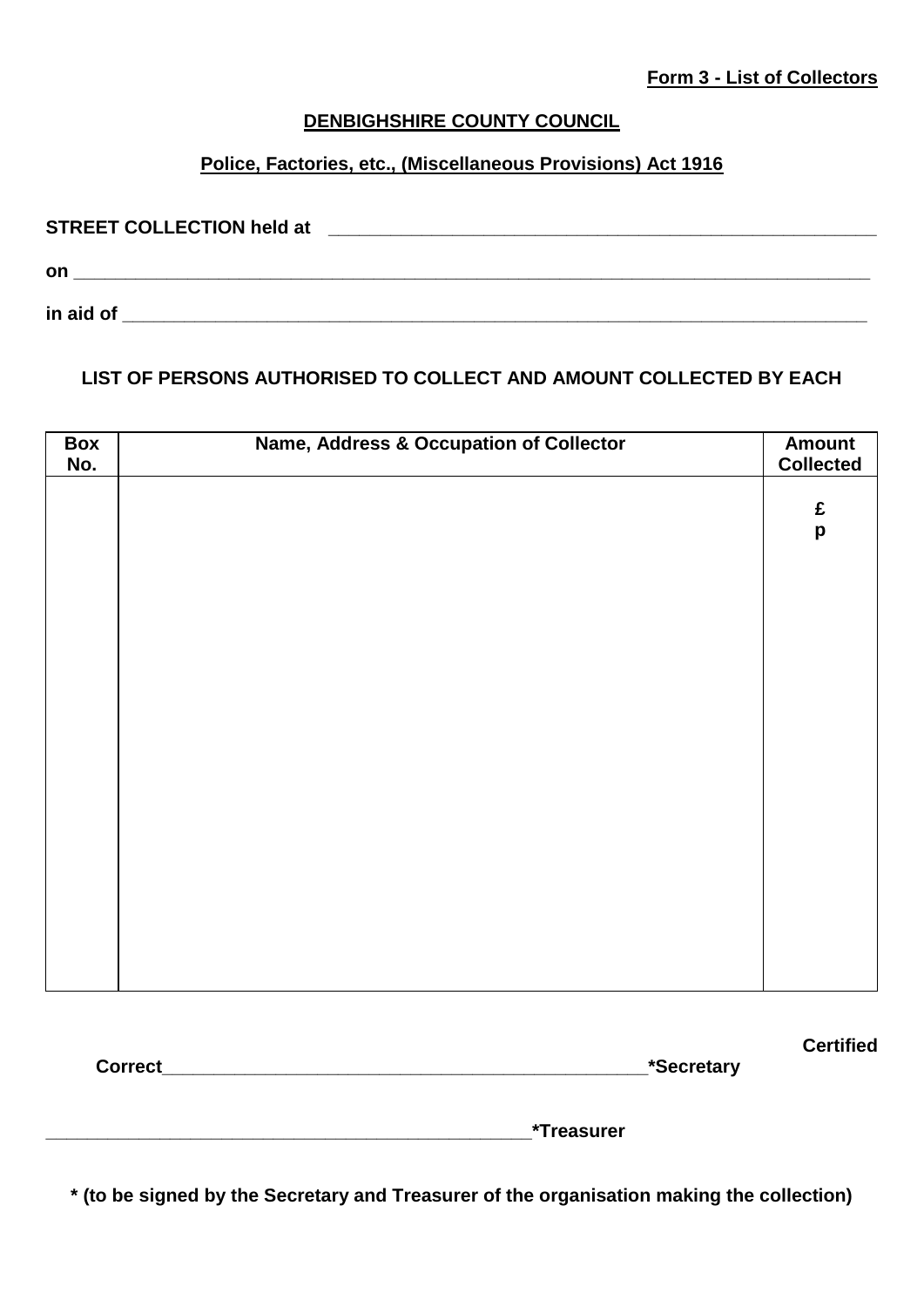**Form 3 - List of Collectors**

**DENBIGHSHIRE COUNTY COUNCIL**

**Police, Factories, etc., (Miscellaneous Provisions) Act 1916**

**STREET COLLECTION held at** ________________________________________________________

**on** ___________________________________________________________________________

**in aid of** _______________________________________________________________________

**LIST OF PERSONS AUTHORISED TO COLLECT AND AMOUNT COLLECTED BY EACH**

| Box No. | Name, Address & Occupation of Collector | Amount Collected |
|---|---|---|
| | | £ p |

**Certified Correct**_______________________________________________**\*Secretary**

_______________________________________________**\*Treasurer**

**\* (to be signed by the Secretary and Treasurer of the organisation making the collection)**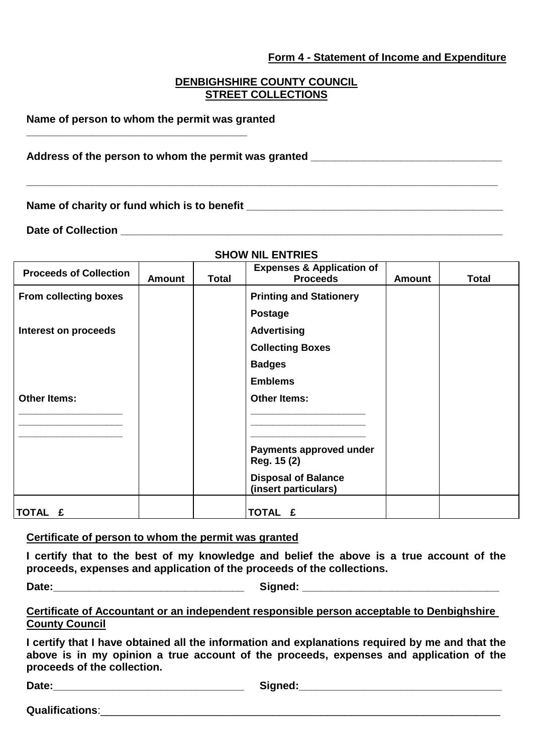**Form 4 - Statement of Income and Expenditure**

**DENBIGHSHIRE COUNTY COUNCIL**
**STREET COLLECTIONS**

**Name of person to whom the permit was granted** ________________________________

**Address of the person to whom the permit was granted** ______________________________

______________________________________________________________________________

**Name of charity or fund which is to benefit** ________________________________________

**Date of Collection** ______________________________________________________________

**SHOW NIL ENTRIES**

| Proceeds of Collection | Amount | Total | Expenses & Application of Proceeds | Amount | Total |
|---|---|---|---|---|---|
| From collecting boxes | | | Printing and Stationery | | |
| | | | Postage | | |
| Interest on proceeds | | | Advertising | | |
| | | | Collecting Boxes | | |
| | | | Badges | | |
| | | | Emblems | | |
| Other Items: | | | Other Items: | | |
| ___________________ | | | ____________________ | | |
| ___________________ | | | ____________________ | | |
| ___________________ | | | ____________________ | | |
| | | | Payments approved under Reg. 15 (2) | | |
| | | | Disposal of Balance (insert particulars) | | |
| TOTAL £ | | | TOTAL £ | | |

**Certificate of person to whom the permit was granted**

**I certify that to the best of my knowledge and belief the above is a true account of the proceeds, expenses and application of the proceeds of the collections.**

**Date:**________________________________ **Signed:** ________________________________

**Certificate of Accountant or an independent responsible person acceptable to Denbighshire County Council**

**I certify that I have obtained all the information and explanations required by me and that the above is in my opinion a true account of the proceeds, expenses and application of the proceeds of the collection.**

**Date:**________________________________ **Signed:**________________________________

**Qualifications**:______________________________________________________________